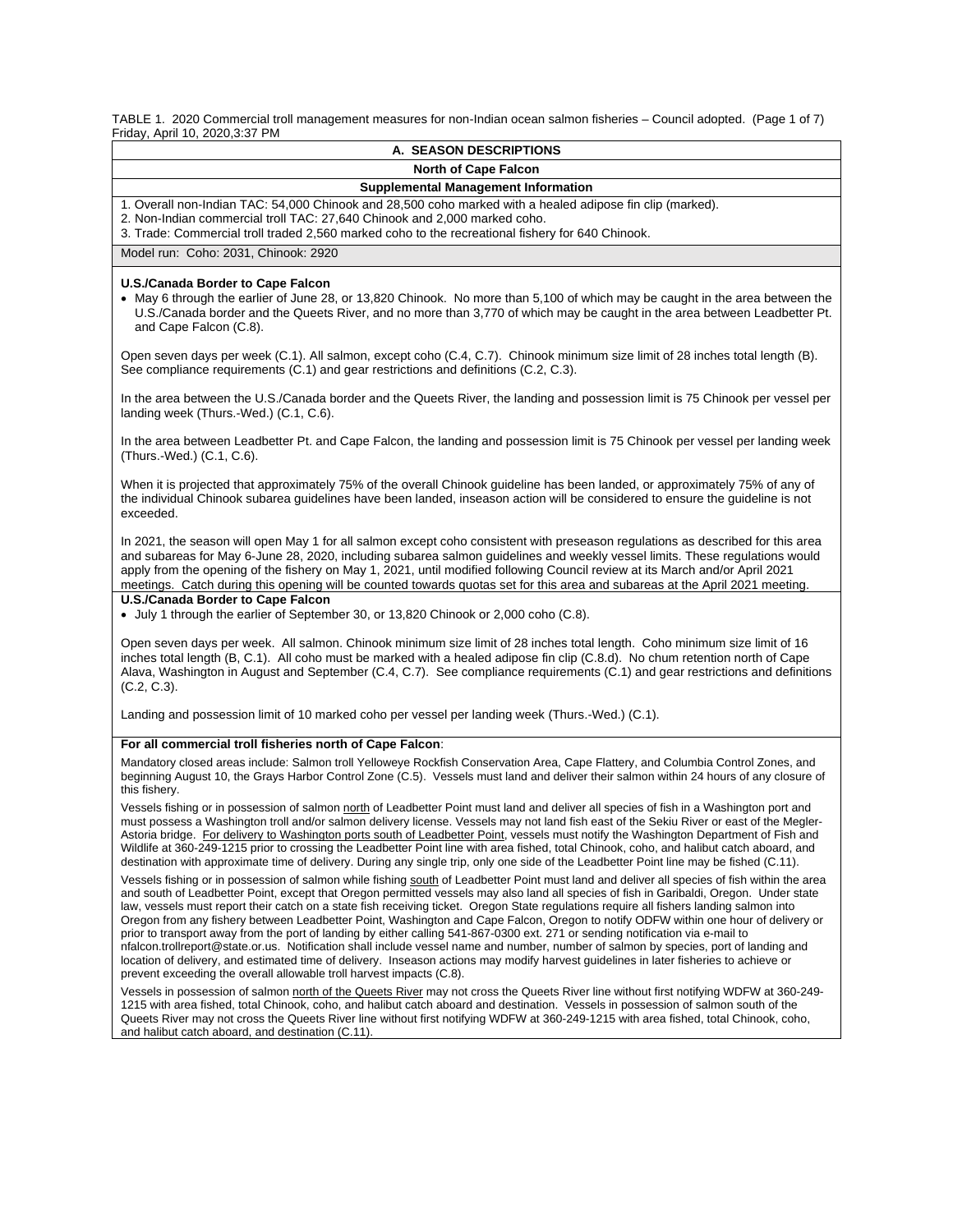TABLE 1. 2020 Commercial troll management measures for non-Indian ocean salmon fisheries – Council adopted. (Page 1 of 7)
Friday, April 10, 2020,3:37 PM

## A. SEASON DESCRIPTIONS

### North of Cape Falcon

#### Supplemental Management Information

1. Overall non-Indian TAC: 54,000 Chinook and 28,500 coho marked with a healed adipose fin clip (marked).
2. Non-Indian commercial troll TAC: 27,640 Chinook and 2,000 marked coho.
3. Trade: Commercial troll traded 2,560 marked coho to the recreational fishery for 640 Chinook.

Model run: Coho: 2031, Chinook: 2920

**U.S./Canada Border to Cape Falcon**

- May 6 through the earlier of June 28, or 13,820 Chinook. No more than 5,100 of which may be caught in the area between the U.S./Canada border and the Queets River, and no more than 3,770 of which may be caught in the area between Leadbetter Pt. and Cape Falcon (C.8).

Open seven days per week (C.1). All salmon, except coho (C.4, C.7). Chinook minimum size limit of 28 inches total length (B). See compliance requirements (C.1) and gear restrictions and definitions (C.2, C.3).

In the area between the U.S./Canada border and the Queets River, the landing and possession limit is 75 Chinook per vessel per landing week (Thurs.-Wed.) (C.1, C.6).

In the area between Leadbetter Pt. and Cape Falcon, the landing and possession limit is 75 Chinook per vessel per landing week (Thurs.-Wed.) (C.1, C.6).

When it is projected that approximately 75% of the overall Chinook guideline has been landed, or approximately 75% of any of the individual Chinook subarea guidelines have been landed, inseason action will be considered to ensure the guideline is not exceeded.

In 2021, the season will open May 1 for all salmon except coho consistent with preseason regulations as described for this area and subareas for May 6-June 28, 2020, including subarea salmon guidelines and weekly vessel limits. These regulations would apply from the opening of the fishery on May 1, 2021, until modified following Council review at its March and/or April 2021 meetings. Catch during this opening will be counted towards quotas set for this area and subareas at the April 2021 meeting.

**U.S./Canada Border to Cape Falcon**

- July 1 through the earlier of September 30, or 13,820 Chinook or 2,000 coho (C.8).

Open seven days per week. All salmon. Chinook minimum size limit of 28 inches total length. Coho minimum size limit of 16 inches total length (B, C.1). All coho must be marked with a healed adipose fin clip (C.8.d). No chum retention north of Cape Alava, Washington in August and September (C.4, C.7). See compliance requirements (C.1) and gear restrictions and definitions (C.2, C.3).

Landing and possession limit of 10 marked coho per vessel per landing week (Thurs.-Wed.) (C.1).

**For all commercial troll fisheries north of Cape Falcon**:

Mandatory closed areas include: Salmon troll Yelloweye Rockfish Conservation Area, Cape Flattery, and Columbia Control Zones, and beginning August 10, the Grays Harbor Control Zone (C.5). Vessels must land and deliver their salmon within 24 hours of any closure of this fishery.

Vessels fishing or in possession of salmon north of Leadbetter Point must land and deliver all species of fish in a Washington port and must possess a Washington troll and/or salmon delivery license. Vessels may not land fish east of the Sekiu River or east of the Megler-Astoria bridge. For delivery to Washington ports south of Leadbetter Point, vessels must notify the Washington Department of Fish and Wildlife at 360-249-1215 prior to crossing the Leadbetter Point line with area fished, total Chinook, coho, and halibut catch aboard, and destination with approximate time of delivery. During any single trip, only one side of the Leadbetter Point line may be fished (C.11).

Vessels fishing or in possession of salmon while fishing south of Leadbetter Point must land and deliver all species of fish within the area and south of Leadbetter Point, except that Oregon permitted vessels may also land all species of fish in Garibaldi, Oregon. Under state law, vessels must report their catch on a state fish receiving ticket. Oregon State regulations require all fishers landing salmon into Oregon from any fishery between Leadbetter Point, Washington and Cape Falcon, Oregon to notify ODFW within one hour of delivery or prior to transport away from the port of landing by either calling 541-867-0300 ext. 271 or sending notification via e-mail to nfalcon.trollreport@state.or.us. Notification shall include vessel name and number, number of salmon by species, port of landing and location of delivery, and estimated time of delivery. Inseason actions may modify harvest guidelines in later fisheries to achieve or prevent exceeding the overall allowable troll harvest impacts (C.8).

Vessels in possession of salmon north of the Queets River may not cross the Queets River line without first notifying WDFW at 360-249-1215 with area fished, total Chinook, coho, and halibut catch aboard and destination. Vessels in possession of salmon south of the Queets River may not cross the Queets River line without first notifying WDFW at 360-249-1215 with area fished, total Chinook, coho, and halibut catch aboard, and destination (C.11).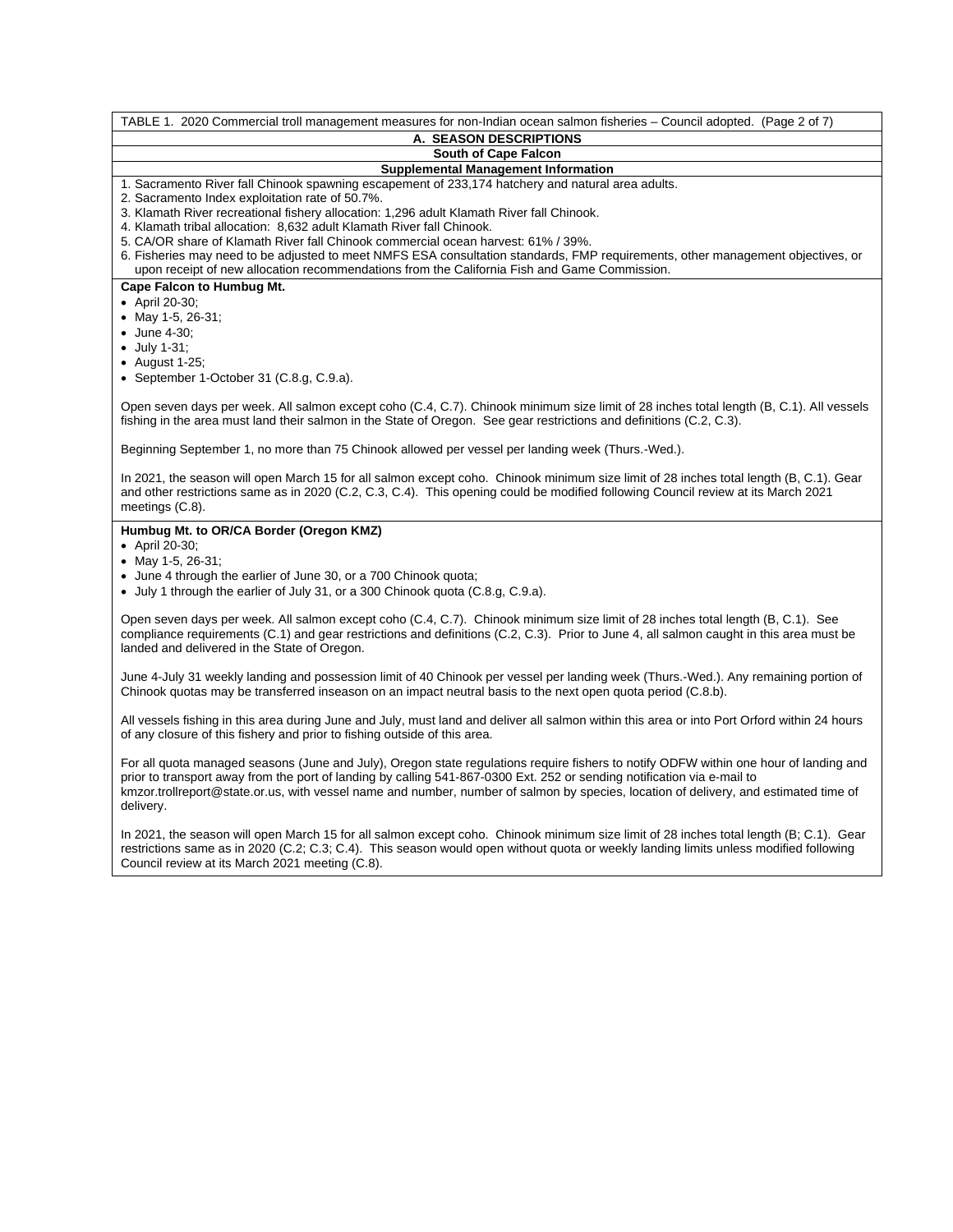TABLE 1. 2020 Commercial troll management measures for non-Indian ocean salmon fisheries – Council adopted. (Page 2 of 7)

**A. SEASON DESCRIPTIONS**

**South of Cape Falcon**

**Supplemental Management Information**

1. Sacramento River fall Chinook spawning escapement of 233,174 hatchery and natural area adults.
2. Sacramento Index exploitation rate of 50.7%.
3. Klamath River recreational fishery allocation: 1,296 adult Klamath River fall Chinook.
4. Klamath tribal allocation: 8,632 adult Klamath River fall Chinook.
5. CA/OR share of Klamath River fall Chinook commercial ocean harvest: 61% / 39%.
6. Fisheries may need to be adjusted to meet NMFS ESA consultation standards, FMP requirements, other management objectives, or upon receipt of new allocation recommendations from the California Fish and Game Commission.

**Cape Falcon to Humbug Mt.**

- April 20-30;
- May 1-5, 26-31;
- June 4-30;
- July 1-31;
- August 1-25;
- September 1-October 31 (C.8.g, C.9.a).

Open seven days per week. All salmon except coho (C.4, C.7). Chinook minimum size limit of 28 inches total length (B, C.1). All vessels fishing in the area must land their salmon in the State of Oregon. See gear restrictions and definitions (C.2, C.3).

Beginning September 1, no more than 75 Chinook allowed per vessel per landing week (Thurs.-Wed.).

In 2021, the season will open March 15 for all salmon except coho. Chinook minimum size limit of 28 inches total length (B, C.1). Gear and other restrictions same as in 2020 (C.2, C.3, C.4). This opening could be modified following Council review at its March 2021 meetings (C.8).

**Humbug Mt. to OR/CA Border (Oregon KMZ)**

- April 20-30;
- May 1-5, 26-31;
- June 4 through the earlier of June 30, or a 700 Chinook quota;
- July 1 through the earlier of July 31, or a 300 Chinook quota (C.8.g, C.9.a).

Open seven days per week. All salmon except coho (C.4, C.7). Chinook minimum size limit of 28 inches total length (B, C.1). See compliance requirements (C.1) and gear restrictions and definitions (C.2, C.3). Prior to June 4, all salmon caught in this area must be landed and delivered in the State of Oregon.

June 4-July 31 weekly landing and possession limit of 40 Chinook per vessel per landing week (Thurs.-Wed.). Any remaining portion of Chinook quotas may be transferred inseason on an impact neutral basis to the next open quota period (C.8.b).

All vessels fishing in this area during June and July, must land and deliver all salmon within this area or into Port Orford within 24 hours of any closure of this fishery and prior to fishing outside of this area.

For all quota managed seasons (June and July), Oregon state regulations require fishers to notify ODFW within one hour of landing and prior to transport away from the port of landing by calling 541-867-0300 Ext. 252 or sending notification via e-mail to kmzor.trollreport@state.or.us, with vessel name and number, number of salmon by species, location of delivery, and estimated time of delivery.

In 2021, the season will open March 15 for all salmon except coho. Chinook minimum size limit of 28 inches total length (B; C.1). Gear restrictions same as in 2020 (C.2; C.3; C.4). This season would open without quota or weekly landing limits unless modified following Council review at its March 2021 meeting (C.8).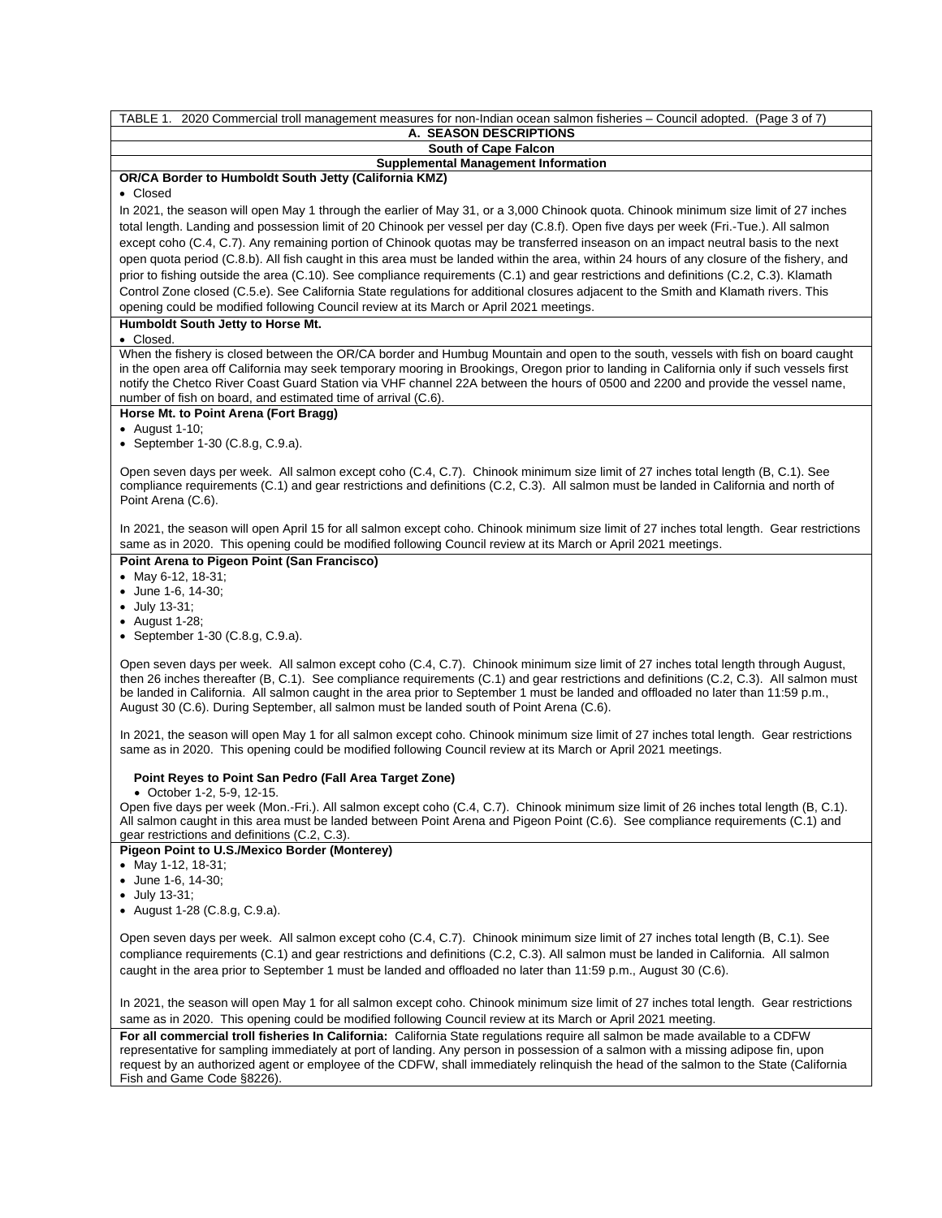TABLE 1. 2020 Commercial troll management measures for non-Indian ocean salmon fisheries – Council adopted. (Page 3 of 7)

**A. SEASON DESCRIPTIONS**

**South of Cape Falcon**

**Supplemental Management Information**

**OR/CA Border to Humboldt South Jetty (California KMZ)**

- Closed

In 2021, the season will open May 1 through the earlier of May 31, or a 3,000 Chinook quota. Chinook minimum size limit of 27 inches total length. Landing and possession limit of 20 Chinook per vessel per day (C.8.f). Open five days per week (Fri.-Tue.). All salmon except coho (C.4, C.7). Any remaining portion of Chinook quotas may be transferred inseason on an impact neutral basis to the next open quota period (C.8.b). All fish caught in this area must be landed within the area, within 24 hours of any closure of the fishery, and prior to fishing outside the area (C.10). See compliance requirements (C.1) and gear restrictions and definitions (C.2, C.3). Klamath Control Zone closed (C.5.e). See California State regulations for additional closures adjacent to the Smith and Klamath rivers. This opening could be modified following Council review at its March or April 2021 meetings.

**Humboldt South Jetty to Horse Mt.**

- Closed.

When the fishery is closed between the OR/CA border and Humbug Mountain and open to the south, vessels with fish on board caught in the open area off California may seek temporary mooring in Brookings, Oregon prior to landing in California only if such vessels first notify the Chetco River Coast Guard Station via VHF channel 22A between the hours of 0500 and 2200 and provide the vessel name, number of fish on board, and estimated time of arrival (C.6).

**Horse Mt. to Point Arena (Fort Bragg)**

- August 1-10;
- September 1-30 (C.8.g, C.9.a).

Open seven days per week. All salmon except coho (C.4, C.7). Chinook minimum size limit of 27 inches total length (B, C.1). See compliance requirements (C.1) and gear restrictions and definitions (C.2, C.3). All salmon must be landed in California and north of Point Arena (C.6).

In 2021, the season will open April 15 for all salmon except coho. Chinook minimum size limit of 27 inches total length. Gear restrictions same as in 2020. This opening could be modified following Council review at its March or April 2021 meetings.

**Point Arena to Pigeon Point (San Francisco)**

- May 6-12, 18-31;
- June 1-6, 14-30;
- July 13-31;
- August 1-28;
- September 1-30 (C.8.g, C.9.a).

Open seven days per week. All salmon except coho (C.4, C.7). Chinook minimum size limit of 27 inches total length through August, then 26 inches thereafter (B, C.1). See compliance requirements (C.1) and gear restrictions and definitions (C.2, C.3). All salmon must be landed in California. All salmon caught in the area prior to September 1 must be landed and offloaded no later than 11:59 p.m., August 30 (C.6). During September, all salmon must be landed south of Point Arena (C.6).

In 2021, the season will open May 1 for all salmon except coho. Chinook minimum size limit of 27 inches total length. Gear restrictions same as in 2020. This opening could be modified following Council review at its March or April 2021 meetings.

**Point Reyes to Point San Pedro (Fall Area Target Zone)**

- October 1-2, 5-9, 12-15.

Open five days per week (Mon.-Fri.). All salmon except coho (C.4, C.7). Chinook minimum size limit of 26 inches total length (B, C.1). All salmon caught in this area must be landed between Point Arena and Pigeon Point (C.6). See compliance requirements (C.1) and gear restrictions and definitions (C.2, C.3).

**Pigeon Point to U.S./Mexico Border (Monterey)**

- May 1-12, 18-31;
- June 1-6, 14-30;
- July 13-31;
- August 1-28 (C.8.g, C.9.a).

Open seven days per week. All salmon except coho (C.4, C.7). Chinook minimum size limit of 27 inches total length (B, C.1). See compliance requirements (C.1) and gear restrictions and definitions (C.2, C.3). All salmon must be landed in California. All salmon caught in the area prior to September 1 must be landed and offloaded no later than 11:59 p.m., August 30 (C.6).

In 2021, the season will open May 1 for all salmon except coho. Chinook minimum size limit of 27 inches total length. Gear restrictions same as in 2020. This opening could be modified following Council review at its March or April 2021 meeting.

**For all commercial troll fisheries In California:** California State regulations require all salmon be made available to a CDFW representative for sampling immediately at port of landing. Any person in possession of a salmon with a missing adipose fin, upon request by an authorized agent or employee of the CDFW, shall immediately relinquish the head of the salmon to the State (California Fish and Game Code §8226).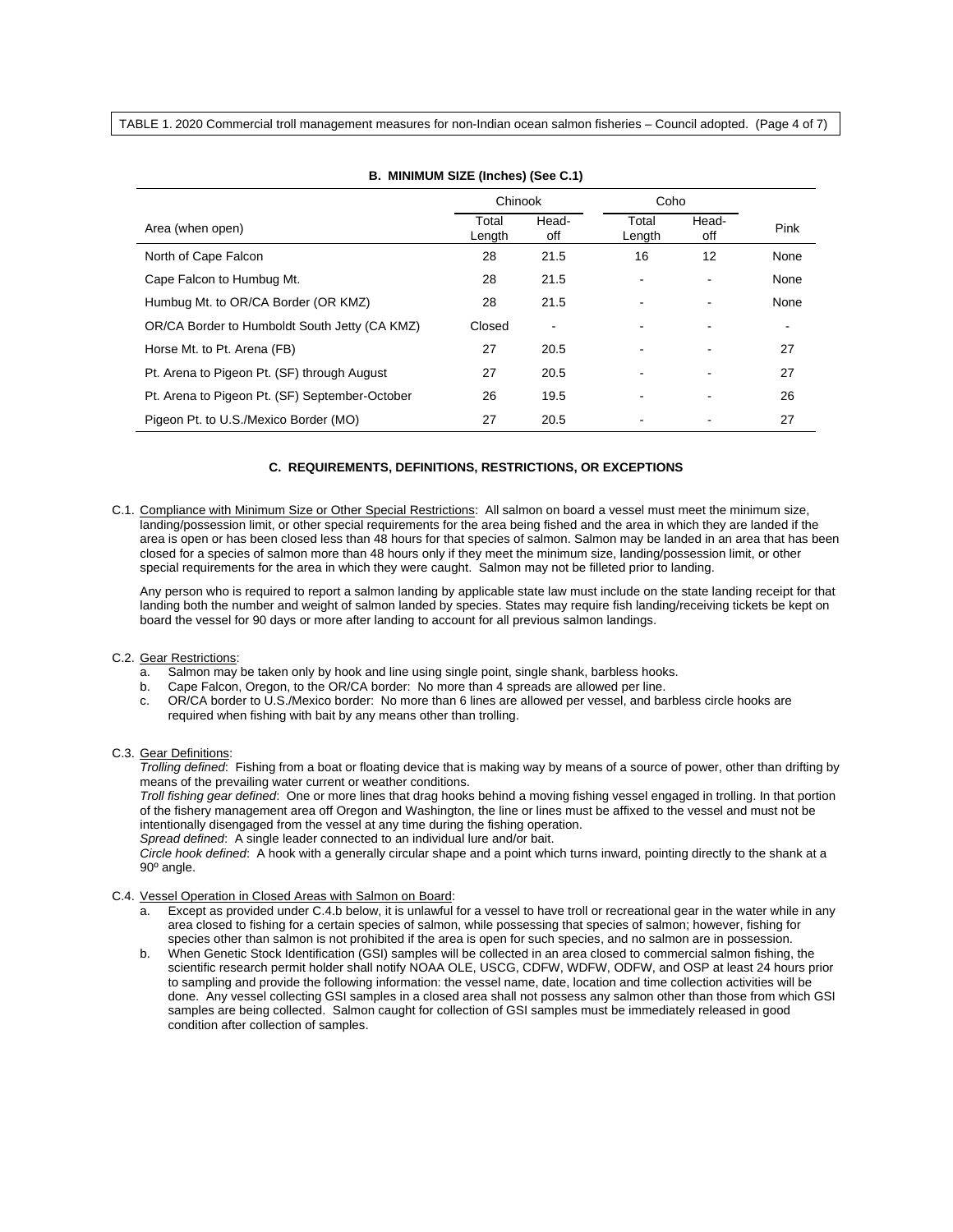TABLE 1. 2020 Commercial troll management measures for non-Indian ocean salmon fisheries – Council adopted. (Page 4 of 7)

**B. MINIMUM SIZE (Inches) (See C.1)**

| Area (when open) | Chinook | | Coho | | Pink |
|---|---|---|---|---|---|
| | Total Length | Head-off | Total Length | Head-off | |
| North of Cape Falcon | 28 | 21.5 | 16 | 12 | None |
| Cape Falcon to Humbug Mt. | 28 | 21.5 | - | - | None |
| Humbug Mt. to OR/CA Border (OR KMZ) | 28 | 21.5 | - | - | None |
| OR/CA Border to Humboldt South Jetty (CA KMZ) | Closed | - | - | - | - |
| Horse Mt. to Pt. Arena (FB) | 27 | 20.5 | - | - | 27 |
| Pt. Arena to Pigeon Pt. (SF) through August | 27 | 20.5 | - | - | 27 |
| Pt. Arena to Pigeon Pt. (SF) September-October | 26 | 19.5 | - | - | 26 |
| Pigeon Pt. to U.S./Mexico Border (MO) | 27 | 20.5 | - | - | 27 |

**C. REQUIREMENTS, DEFINITIONS, RESTRICTIONS, OR EXCEPTIONS**

C.1. Compliance with Minimum Size or Other Special Restrictions: All salmon on board a vessel must meet the minimum size, landing/possession limit, or other special requirements for the area being fished and the area in which they are landed if the area is open or has been closed less than 48 hours for that species of salmon. Salmon may be landed in an area that has been closed for a species of salmon more than 48 hours only if they meet the minimum size, landing/possession limit, or other special requirements for the area in which they were caught. Salmon may not be filleted prior to landing.

Any person who is required to report a salmon landing by applicable state law must include on the state landing receipt for that landing both the number and weight of salmon landed by species. States may require fish landing/receiving tickets be kept on board the vessel for 90 days or more after landing to account for all previous salmon landings.

C.2. Gear Restrictions:

a. Salmon may be taken only by hook and line using single point, single shank, barbless hooks.
b. Cape Falcon, Oregon, to the OR/CA border: No more than 4 spreads are allowed per line.
c. OR/CA border to U.S./Mexico border: No more than 6 lines are allowed per vessel, and barbless circle hooks are required when fishing with bait by any means other than trolling.

C.3. Gear Definitions:

*Trolling defined*: Fishing from a boat or floating device that is making way by means of a source of power, other than drifting by means of the prevailing water current or weather conditions.
*Troll fishing gear defined*: One or more lines that drag hooks behind a moving fishing vessel engaged in trolling. In that portion of the fishery management area off Oregon and Washington, the line or lines must be affixed to the vessel and must not be intentionally disengaged from the vessel at any time during the fishing operation.
*Spread defined*: A single leader connected to an individual lure and/or bait.
*Circle hook defined*: A hook with a generally circular shape and a point which turns inward, pointing directly to the shank at a 90º angle.

C.4. Vessel Operation in Closed Areas with Salmon on Board:

a. Except as provided under C.4.b below, it is unlawful for a vessel to have troll or recreational gear in the water while in any area closed to fishing for a certain species of salmon, while possessing that species of salmon; however, fishing for species other than salmon is not prohibited if the area is open for such species, and no salmon are in possession.
b. When Genetic Stock Identification (GSI) samples will be collected in an area closed to commercial salmon fishing, the scientific research permit holder shall notify NOAA OLE, USCG, CDFW, WDFW, ODFW, and OSP at least 24 hours prior to sampling and provide the following information: the vessel name, date, location and time collection activities will be done. Any vessel collecting GSI samples in a closed area shall not possess any salmon other than those from which GSI samples are being collected. Salmon caught for collection of GSI samples must be immediately released in good condition after collection of samples.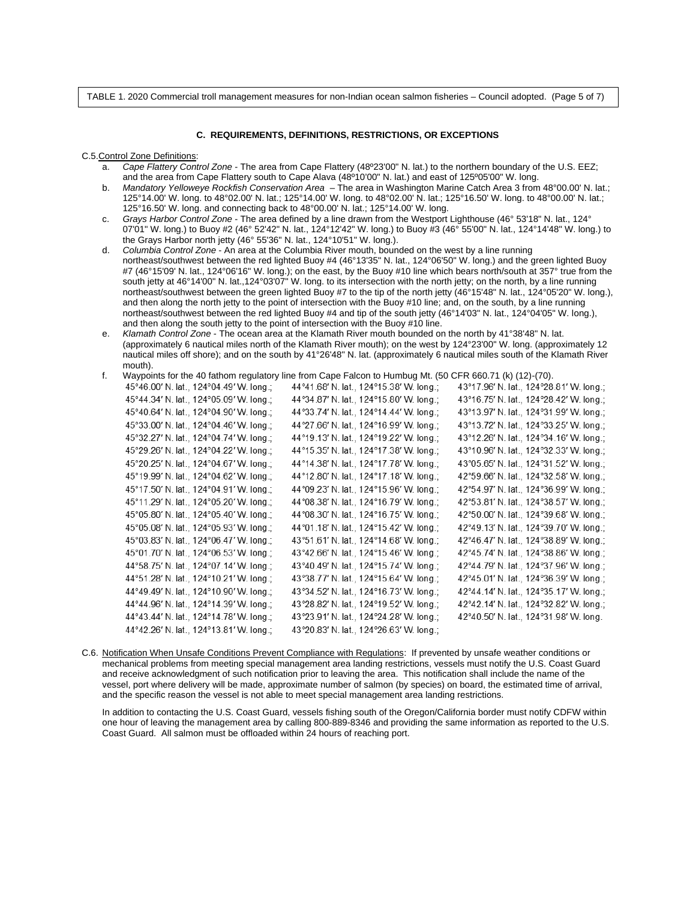TABLE 1. 2020 Commercial troll management measures for non-Indian ocean salmon fisheries – Council adopted. (Page 5 of 7)

### C. REQUIREMENTS, DEFINITIONS, RESTRICTIONS, OR EXCEPTIONS

C.5. Control Zone Definitions:

a. *Cape Flattery Control Zone* - The area from Cape Flattery (48º23'00" N. lat.) to the northern boundary of the U.S. EEZ; and the area from Cape Flattery south to Cape Alava (48º10'00" N. lat.) and east of 125º05'00" W. long.

b. *Mandatory Yelloweye Rockfish Conservation Area* – The area in Washington Marine Catch Area 3 from 48°00.00' N. lat.; 125°14.00' W. long. to 48°02.00' N. lat.; 125°14.00' W. long. to 48°02.00' N. lat.; 125°16.50' W. long. to 48°00.00' N. lat.; 125°16.50' W. long. and connecting back to 48°00.00' N. lat.; 125°14.00' W. long.

c. *Grays Harbor Control Zone* - The area defined by a line drawn from the Westport Lighthouse (46° 53'18" N. lat., 124° 07'01" W. long.) to Buoy #2 (46° 52'42" N. lat., 124°12'42" W. long.) to Buoy #3 (46° 55'00" N. lat., 124°14'48" W. long.) to the Grays Harbor north jetty (46° 55'36" N. lat., 124°10'51" W. long.).

d. *Columbia Control Zone* - An area at the Columbia River mouth, bounded on the west by a line running northeast/southwest between the red lighted Buoy #4 (46°13'35" N. lat., 124°06'50" W. long.) and the green lighted Buoy #7 (46°15'09' N. lat., 124°06'16" W. long.); on the east, by the Buoy #10 line which bears north/south at 357° true from the south jetty at 46°14'00" N. lat.,124°03'07" W. long. to its intersection with the north jetty; on the north, by a line running northeast/southwest between the green lighted Buoy #7 to the tip of the north jetty (46°15'48" N. lat., 124°05'20" W. long.), and then along the north jetty to the point of intersection with the Buoy #10 line; and, on the south, by a line running northeast/southwest between the red lighted Buoy #4 and tip of the south jetty (46°14'03" N. lat., 124°04'05" W. long.), and then along the south jetty to the point of intersection with the Buoy #10 line.

e. *Klamath Control Zone* - The ocean area at the Klamath River mouth bounded on the north by 41°38'48" N. lat. (approximately 6 nautical miles north of the Klamath River mouth); on the west by 124°23'00" W. long. (approximately 12 nautical miles off shore); and on the south by 41°26'48" N. lat. (approximately 6 nautical miles south of the Klamath River mouth).

f. Waypoints for the 40 fathom regulatory line from Cape Falcon to Humbug Mt. (50 CFR 660.71 (k) (12)-(70).

45°46.00′ N. lat., 124°04.49′ W. long.;
45°44.34′ N. lat., 124°05.09′ W. long.;
45°40.64′ N. lat., 124°04.90′ W. long.;
45°33.00′ N. lat., 124°04.46′ W. long.;
45°32.27′ N. lat., 124°04.74′ W. long.;
45°29.26′ N. lat., 124°04.22′ W. long.;
45°20.25′ N. lat., 124°04.67′ W. long.;
45°19.99′ N. lat., 124°04.62′ W. long.;
45°17.50′ N. lat., 124°04.91′ W. long.;
45°11.29′ N. lat., 124°05.20′ W. long.;
45°05.80′ N. lat., 124°05.40′ W. long.;
45°05.08′ N. lat., 124°05.93′ W. long.;
45°03.83′ N. lat., 124°06.47′ W. long.;
45°01.70′ N. lat., 124°06.53′ W. long.;
44°58.75′ N. lat., 124°07.14′ W. long.;
44°51.28′ N. lat., 124°10.21′ W. long.;
44°49.49′ N. lat., 124°10.90′ W. long.;
44°44.96′ N. lat., 124°14.39′ W. long.;
44°43.44′ N. lat., 124°14.78′ W. long.;
44°42.26′ N. lat., 124°13.81′ W. long.;
44°41.68′ N. lat., 124°15.38′ W. long.;
44°34.87′ N. lat., 124°15.80′ W. long.;
44°33.74′ N. lat., 124°14.44′ W. long.;
44°27.66′ N. lat., 124°16.99′ W. long.;
44°19.13′ N. lat., 124°19.22′ W. long.;
44°15.35′ N. lat., 124°17.38′ W. long.;
44°14.38′ N. lat., 124°17.78′ W. long.;
44°12.80′ N. lat., 124°17.18′ W. long.;
44°09.23′ N. lat., 124°15.96′ W. long.;
44°08.38′ N. lat., 124°16.79′ W. long.;
44°08.30′ N. lat., 124°16.75′ W. long.;
44°01.18′ N. lat., 124°15.42′ W. long.;
43°51.61′ N. lat., 124°14.68′ W. long.;
43°42.66′ N. lat., 124°15.46′ W. long.;
43°40.49′ N. lat., 124°15.74′ W. long.;
43°38.77′ N. lat., 124°15.64′ W. long.;
43°34.52′ N. lat., 124°16.73′ W. long.;
43°28.82′ N. lat., 124°19.52′ W. long.;
43°23.91′ N. lat., 124°24.28′ W. long.;
43°20.83′ N. lat., 124°26.63′ W. long.;
43°17.96′ N. lat., 124°28.81′ W. long.;
43°16.75′ N. lat., 124°28.42′ W. long.;
43°13.97′ N. lat., 124°31.99′ W. long.;
43°13.72′ N. lat., 124°33.25′ W. long.;
43°12.26′ N. lat., 124°34.16′ W. long.;
43°10.96′ N. lat., 124°32.33′ W. long.;
43°05.65′ N. lat., 124°31.52′ W. long.;
42°59.66′ N. lat., 124°32.58′ W. long.;
42°54.97′ N. lat., 124°36.99′ W. long.;
42°53.81′ N. lat., 124°38.57′ W. long.;
42°50.00′ N. lat., 124°39.68′ W. long.;
42°49.13′ N. lat., 124°39.70′ W. long.;
42°46.47′ N. lat., 124°38.89′ W. long.;
42°45.74′ N. lat., 124°38.86′ W. long.;
42°44.79′ N. lat., 124°37.96′ W. long.;
42°45.01′ N. lat., 124°36.39′ W. long.;
42°44.14′ N. lat., 124°35.17′ W. long.;
42°42.14′ N. lat., 124°32.82′ W. long.;
42°40.50′ N. lat., 124°31.98′ W. long.

C.6. Notification When Unsafe Conditions Prevent Compliance with Regulations: If prevented by unsafe weather conditions or mechanical problems from meeting special management area landing restrictions, vessels must notify the U.S. Coast Guard and receive acknowledgment of such notification prior to leaving the area. This notification shall include the name of the vessel, port where delivery will be made, approximate number of salmon (by species) on board, the estimated time of arrival, and the specific reason the vessel is not able to meet special management area landing restrictions.

In addition to contacting the U.S. Coast Guard, vessels fishing south of the Oregon/California border must notify CDFW within one hour of leaving the management area by calling 800-889-8346 and providing the same information as reported to the U.S. Coast Guard. All salmon must be offloaded within 24 hours of reaching port.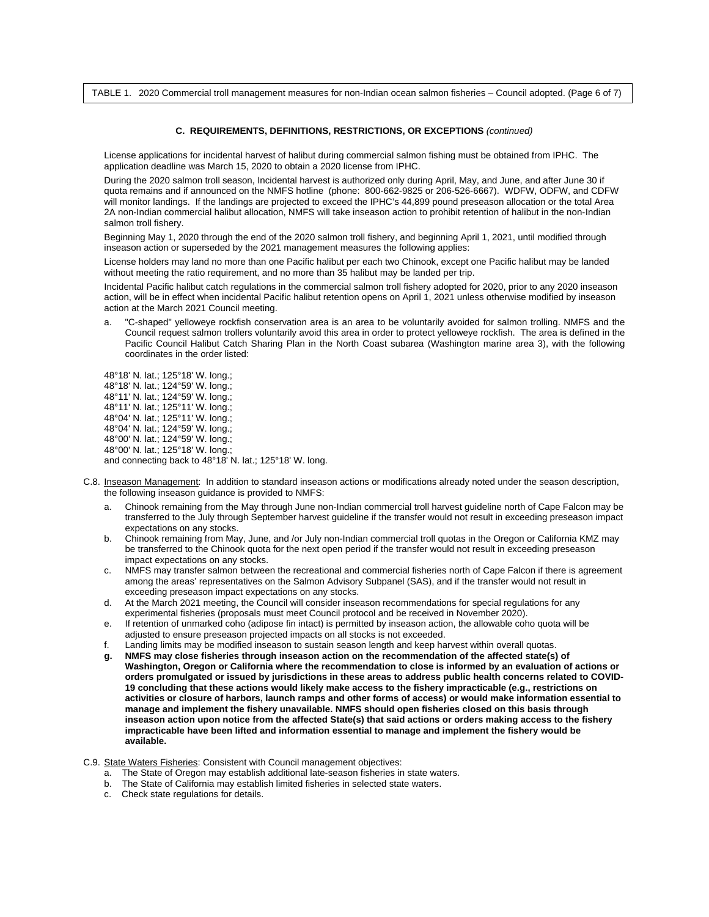TABLE 1. 2020 Commercial troll management measures for non-Indian ocean salmon fisheries – Council adopted. (Page 6 of 7)

**C. REQUIREMENTS, DEFINITIONS, RESTRICTIONS, OR EXCEPTIONS** *(continued)*

License applications for incidental harvest of halibut during commercial salmon fishing must be obtained from IPHC. The application deadline was March 15, 2020 to obtain a 2020 license from IPHC.

During the 2020 salmon troll season, Incidental harvest is authorized only during April, May, and June, and after June 30 if quota remains and if announced on the NMFS hotline (phone: 800-662-9825 or 206-526-6667). WDFW, ODFW, and CDFW will monitor landings. If the landings are projected to exceed the IPHC's 44,899 pound preseason allocation or the total Area 2A non-Indian commercial halibut allocation, NMFS will take inseason action to prohibit retention of halibut in the non-Indian salmon troll fishery.

Beginning May 1, 2020 through the end of the 2020 salmon troll fishery, and beginning April 1, 2021, until modified through inseason action or superseded by the 2021 management measures the following applies:

License holders may land no more than one Pacific halibut per each two Chinook, except one Pacific halibut may be landed without meeting the ratio requirement, and no more than 35 halibut may be landed per trip.

Incidental Pacific halibut catch regulations in the commercial salmon troll fishery adopted for 2020, prior to any 2020 inseason action, will be in effect when incidental Pacific halibut retention opens on April 1, 2021 unless otherwise modified by inseason action at the March 2021 Council meeting.

a. "C-shaped" yelloweye rockfish conservation area is an area to be voluntarily avoided for salmon trolling. NMFS and the Council request salmon trollers voluntarily avoid this area in order to protect yelloweye rockfish. The area is defined in the Pacific Council Halibut Catch Sharing Plan in the North Coast subarea (Washington marine area 3), with the following coordinates in the order listed:

48°18' N. lat.; 125°18' W. long.;
48°18' N. lat.; 124°59' W. long.;
48°11' N. lat.; 124°59' W. long.;
48°11' N. lat.; 125°11' W. long.;
48°04' N. lat.; 125°11' W. long.;
48°04' N. lat.; 124°59' W. long.;
48°00' N. lat.; 124°59' W. long.;
48°00' N. lat.; 125°18' W. long.;
and connecting back to 48°18' N. lat.; 125°18' W. long.

C.8. Inseason Management: In addition to standard inseason actions or modifications already noted under the season description, the following inseason guidance is provided to NMFS:

a. Chinook remaining from the May through June non-Indian commercial troll harvest guideline north of Cape Falcon may be transferred to the July through September harvest guideline if the transfer would not result in exceeding preseason impact expectations on any stocks.
b. Chinook remaining from May, June, and /or July non-Indian commercial troll quotas in the Oregon or California KMZ may be transferred to the Chinook quota for the next open period if the transfer would not result in exceeding preseason impact expectations on any stocks.
c. NMFS may transfer salmon between the recreational and commercial fisheries north of Cape Falcon if there is agreement among the areas' representatives on the Salmon Advisory Subpanel (SAS), and if the transfer would not result in exceeding preseason impact expectations on any stocks.
d. At the March 2021 meeting, the Council will consider inseason recommendations for special regulations for any experimental fisheries (proposals must meet Council protocol and be received in November 2020).
e. If retention of unmarked coho (adipose fin intact) is permitted by inseason action, the allowable coho quota will be adjusted to ensure preseason projected impacts on all stocks is not exceeded.
f. Landing limits may be modified inseason to sustain season length and keep harvest within overall quotas.
**g. NMFS may close fisheries through inseason action on the recommendation of the affected state(s) of Washington, Oregon or California where the recommendation to close is informed by an evaluation of actions or orders promulgated or issued by jurisdictions in these areas to address public health concerns related to COVID-19 concluding that these actions would likely make access to the fishery impracticable (e.g., restrictions on activities or closure of harbors, launch ramps and other forms of access) or would make information essential to manage and implement the fishery unavailable. NMFS should open fisheries closed on this basis through inseason action upon notice from the affected State(s) that said actions or orders making access to the fishery impracticable have been lifted and information essential to manage and implement the fishery would be available.**

C.9. State Waters Fisheries: Consistent with Council management objectives:

a. The State of Oregon may establish additional late-season fisheries in state waters.
b. The State of California may establish limited fisheries in selected state waters.
c. Check state regulations for details.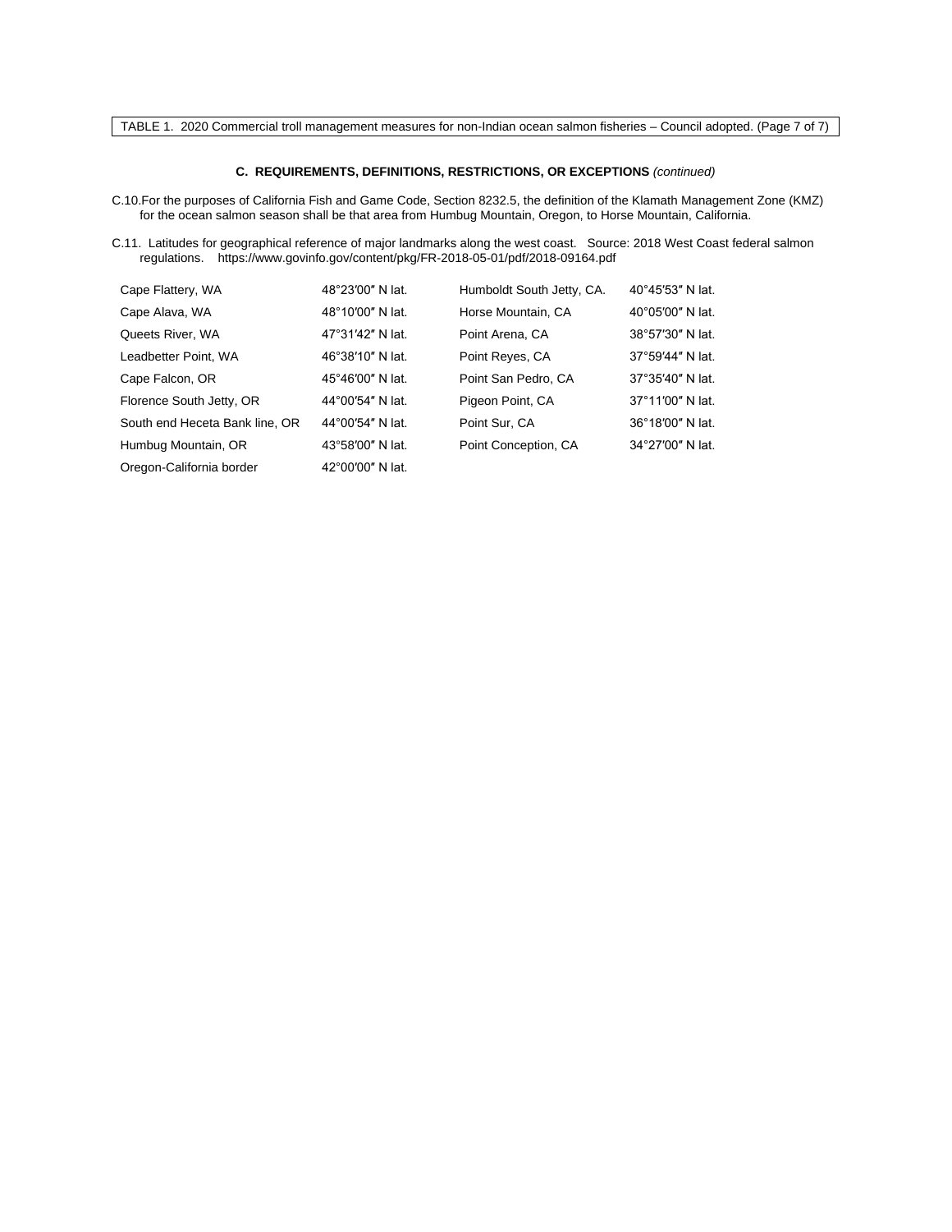TABLE 1. 2020 Commercial troll management measures for non-Indian ocean salmon fisheries – Council adopted. (Page 7 of 7)

### C. REQUIREMENTS, DEFINITIONS, RESTRICTIONS, OR EXCEPTIONS *(continued)*

C.10. For the purposes of California Fish and Game Code, Section 8232.5, the definition of the Klamath Management Zone (KMZ) for the ocean salmon season shall be that area from Humbug Mountain, Oregon, to Horse Mountain, California.

C.11. Latitudes for geographical reference of major landmarks along the west coast. Source: 2018 West Coast federal salmon regulations. https://www.govinfo.gov/content/pkg/FR-2018-05-01/pdf/2018-09164.pdf

| | | | |
|---|---|---|---|
| Cape Flattery, WA | 48°23′00″ N lat. | Humboldt South Jetty, CA. | 40°45′53″ N lat. |
| Cape Alava, WA | 48°10′00″ N lat. | Horse Mountain, CA | 40°05′00″ N lat. |
| Queets River, WA | 47°31′42″ N lat. | Point Arena, CA | 38°57′30″ N lat. |
| Leadbetter Point, WA | 46°38′10″ N lat. | Point Reyes, CA | 37°59′44″ N lat. |
| Cape Falcon, OR | 45°46′00″ N lat. | Point San Pedro, CA | 37°35′40″ N lat. |
| Florence South Jetty, OR | 44°00′54″ N lat. | Pigeon Point, CA | 37°11′00″ N lat. |
| South end Heceta Bank line, OR | 44°00′54″ N lat. | Point Sur, CA | 36°18′00″ N lat. |
| Humbug Mountain, OR | 43°58′00″ N lat. | Point Conception, CA | 34°27′00″ N lat. |
| Oregon-California border | 42°00′00″ N lat. | | |